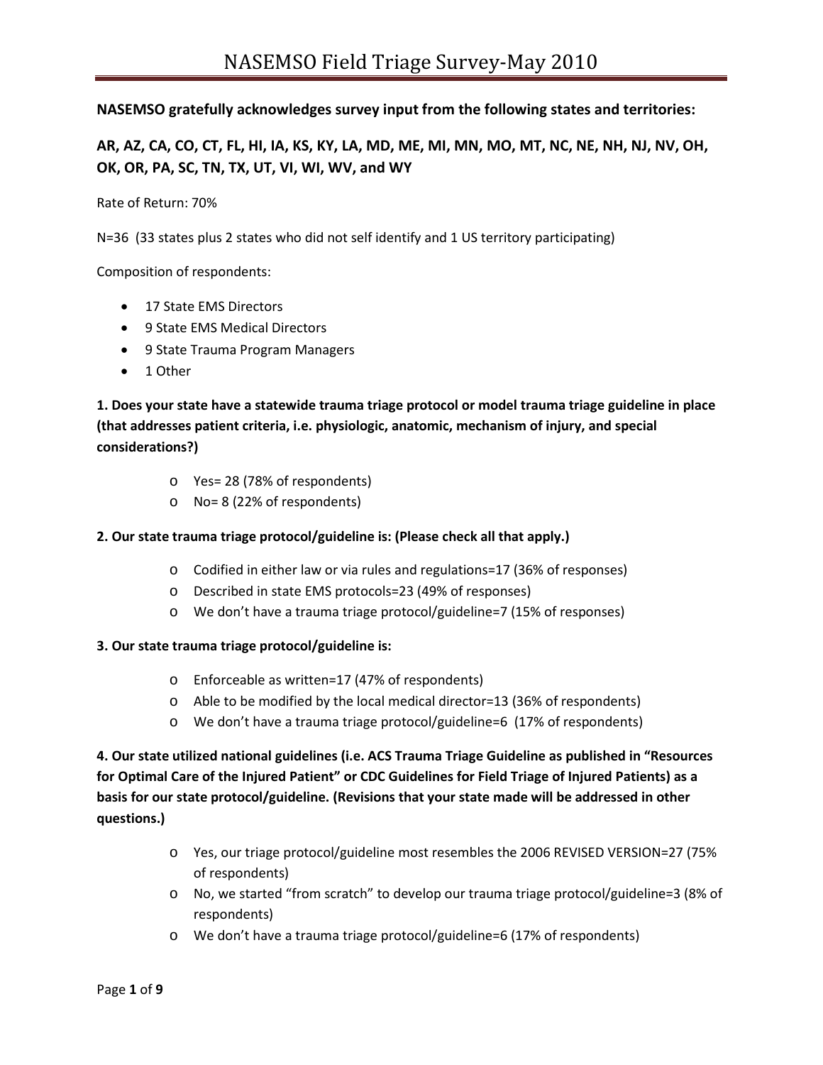# NASEMSO Field Triage Survey-May 2010

**NASEMSO gratefully acknowledges survey input from the following states and territories:**

**AR, AZ, CA, CO, CT, FL, HI, IA, KS, KY, LA, MD, ME, MI, MN, MO, MT, NC, NE, NH, NJ, NV, OH, OK, OR, PA, SC, TN, TX, UT, VI, WI, WV, and WY**

Rate of Return: 70%

N=36 (33 states plus 2 states who did not self identify and 1 US territory participating)

Composition of respondents:

- 17 State EMS Directors
- 9 State EMS Medical Directors
- 9 State Trauma Program Managers
- 1 Other

**1. Does your state have a statewide trauma triage protocol or model trauma triage guideline in place (that addresses patient criteria, i.e. physiologic, anatomic, mechanism of injury, and special considerations?)**

- Yes= 28 (78% of respondents)
- No= 8 (22% of respondents)

**2. Our state trauma triage protocol/guideline is: (Please check all that apply.)**

- Codified in either law or via rules and regulations=17 (36% of responses)
- Described in state EMS protocols=23 (49% of responses)
- We don't have a trauma triage protocol/guideline=7 (15% of responses)

**3. Our state trauma triage protocol/guideline is:**

- Enforceable as written=17 (47% of respondents)
- Able to be modified by the local medical director=13 (36% of respondents)
- We don't have a trauma triage protocol/guideline=6 (17% of respondents)

**4. Our state utilized national guidelines (i.e. ACS Trauma Triage Guideline as published in "Resources for Optimal Care of the Injured Patient" or CDC Guidelines for Field Triage of Injured Patients) as a basis for our state protocol/guideline. (Revisions that your state made will be addressed in other questions.)**

- Yes, our triage protocol/guideline most resembles the 2006 REVISED VERSION=27 (75% of respondents)
- No, we started "from scratch" to develop our trauma triage protocol/guideline=3 (8% of respondents)
- We don't have a trauma triage protocol/guideline=6 (17% of respondents)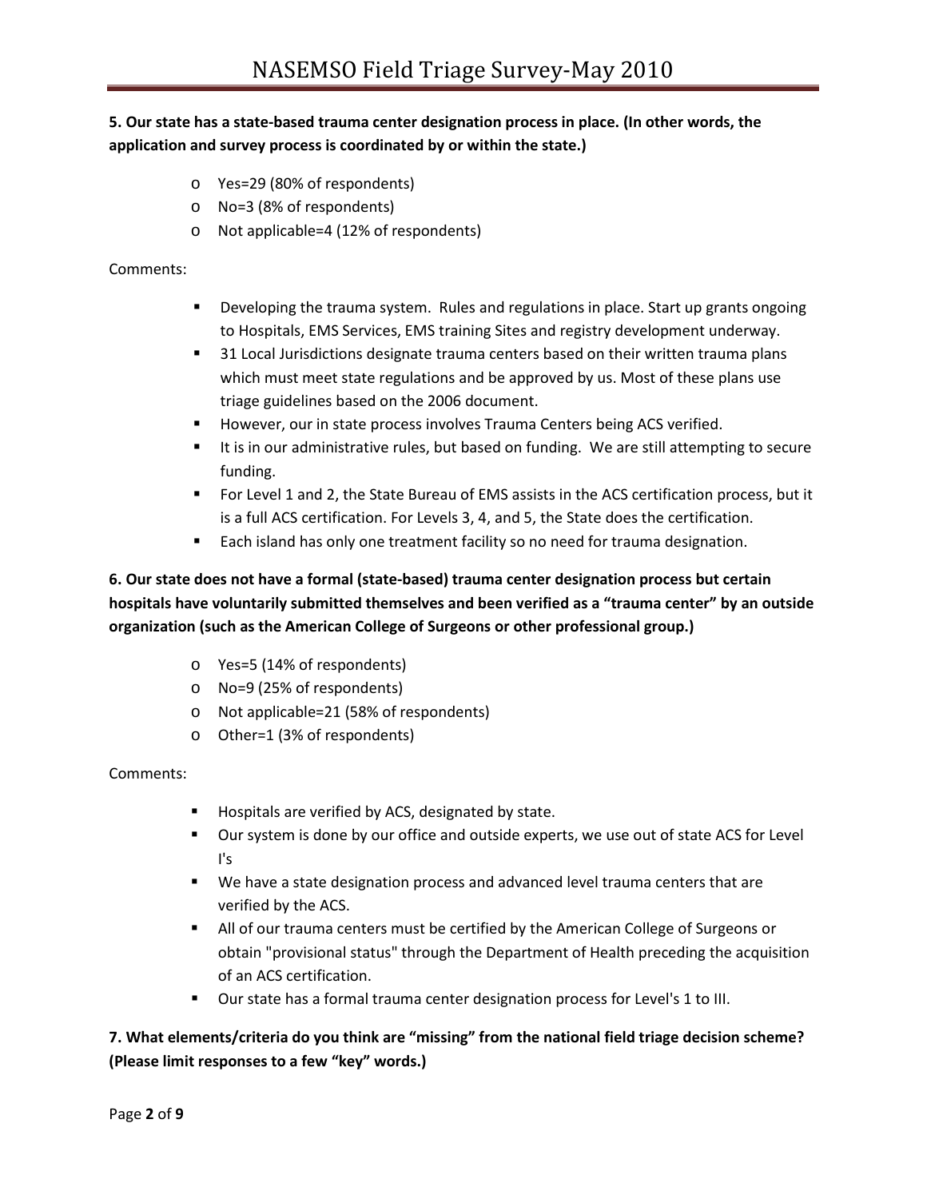**5. Our state has a state-based trauma center designation process in place. (In other words, the application and survey process is coordinated by or within the state.)**

- Yes=29 (80% of respondents)
- No=3 (8% of respondents)
- Not applicable=4 (12% of respondents)

Comments:

- Developing the trauma system. Rules and regulations in place. Start up grants ongoing to Hospitals, EMS Services, EMS training Sites and registry development underway.
- 31 Local Jurisdictions designate trauma centers based on their written trauma plans which must meet state regulations and be approved by us. Most of these plans use triage guidelines based on the 2006 document.
- However, our in state process involves Trauma Centers being ACS verified.
- It is in our administrative rules, but based on funding. We are still attempting to secure funding.
- For Level 1 and 2, the State Bureau of EMS assists in the ACS certification process, but it is a full ACS certification. For Levels 3, 4, and 5, the State does the certification.
- Each island has only one treatment facility so no need for trauma designation.

**6. Our state does not have a formal (state-based) trauma center designation process but certain hospitals have voluntarily submitted themselves and been verified as a "trauma center" by an outside organization (such as the American College of Surgeons or other professional group.)**

- Yes=5 (14% of respondents)
- No=9 (25% of respondents)
- Not applicable=21 (58% of respondents)
- Other=1 (3% of respondents)

Comments:

- Hospitals are verified by ACS, designated by state.
- Our system is done by our office and outside experts, we use out of state ACS for Level I's
- We have a state designation process and advanced level trauma centers that are verified by the ACS.
- All of our trauma centers must be certified by the American College of Surgeons or obtain "provisional status" through the Department of Health preceding the acquisition of an ACS certification.
- Our state has a formal trauma center designation process for Level's 1 to III.

**7. What elements/criteria do you think are "missing" from the national field triage decision scheme? (Please limit responses to a few "key" words.)**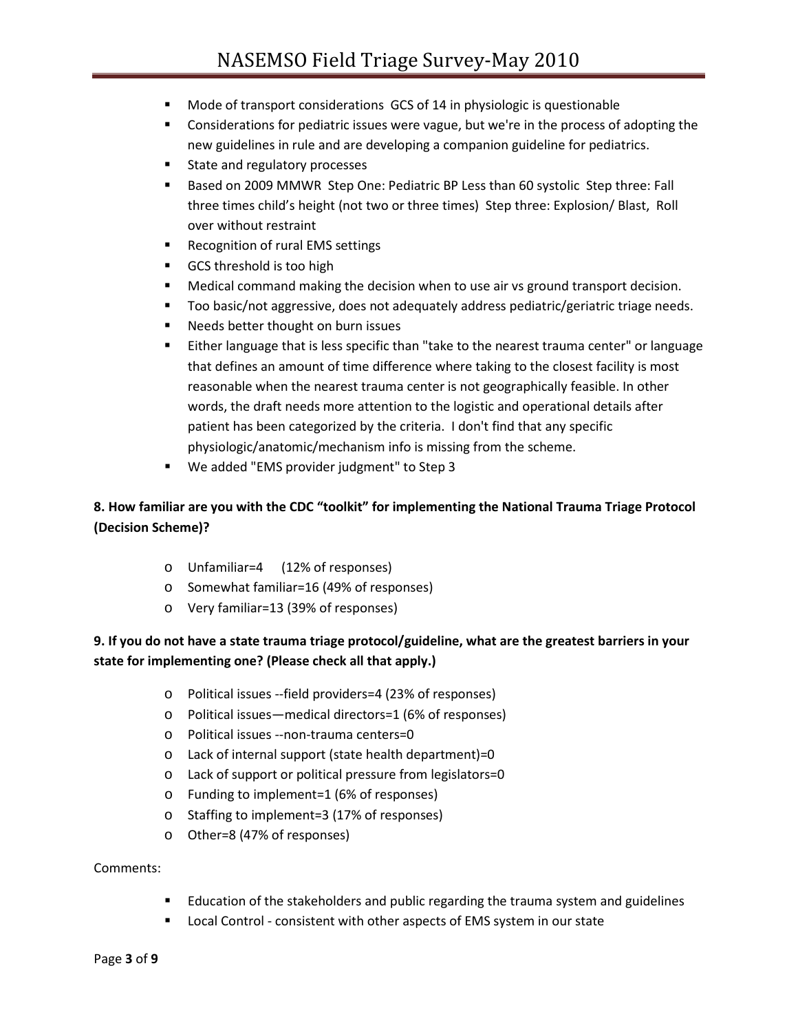- Mode of transport considerations  GCS of 14 in physiologic is questionable
- Considerations for pediatric issues were vague, but we're in the process of adopting the new guidelines in rule and are developing a companion guideline for pediatrics.
- State and regulatory processes
- Based on 2009 MMWR  Step One: Pediatric BP Less than 60 systolic  Step three: Fall three times child's height (not two or three times)  Step three: Explosion/ Blast,  Roll over without restraint
- Recognition of rural EMS settings
- GCS threshold is too high
- Medical command making the decision when to use air vs ground transport decision.
- Too basic/not aggressive, does not adequately address pediatric/geriatric triage needs.
- Needs better thought on burn issues
- Either language that is less specific than "take to the nearest trauma center" or language that defines an amount of time difference where taking to the closest facility is most reasonable when the nearest trauma center is not geographically feasible. In other words, the draft needs more attention to the logistic and operational details after patient has been categorized by the criteria.  I don't find that any specific physiologic/anatomic/mechanism info is missing from the scheme.
- We added "EMS provider judgment" to Step 3

**8. How familiar are you with the CDC "toolkit" for implementing the National Trauma Triage Protocol (Decision Scheme)?**

- Unfamiliar=4     (12% of responses)
- Somewhat familiar=16 (49% of responses)
- Very familiar=13 (39% of responses)

**9. If you do not have a state trauma triage protocol/guideline, what are the greatest barriers in your state for implementing one? (Please check all that apply.)**

- Political issues --field providers=4 (23% of responses)
- Political issues—medical directors=1 (6% of responses)
- Political issues --non-trauma centers=0
- Lack of internal support (state health department)=0
- Lack of support or political pressure from legislators=0
- Funding to implement=1 (6% of responses)
- Staffing to implement=3 (17% of responses)
- Other=8 (47% of responses)

Comments:

- Education of the stakeholders and public regarding the trauma system and guidelines
- Local Control - consistent with other aspects of EMS system in our state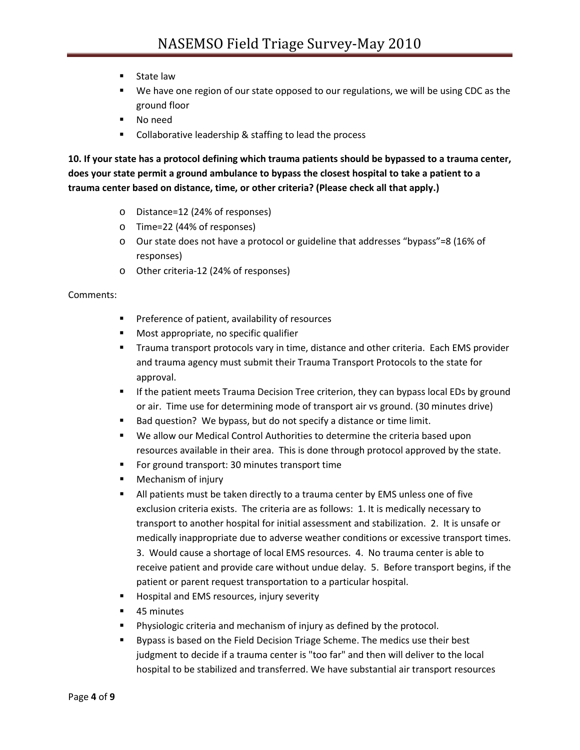- State law
- We have one region of our state opposed to our regulations, we will be using CDC as the ground floor
- No need
- Collaborative leadership & staffing to lead the process

**10. If your state has a protocol defining which trauma patients should be bypassed to a trauma center, does your state permit a ground ambulance to bypass the closest hospital to take a patient to a trauma center based on distance, time, or other criteria? (Please check all that apply.)**

- Distance=12 (24% of responses)
- Time=22 (44% of responses)
- Our state does not have a protocol or guideline that addresses "bypass"=8 (16% of responses)
- Other criteria-12 (24% of responses)

Comments:

- Preference of patient, availability of resources
- Most appropriate, no specific qualifier
- Trauma transport protocols vary in time, distance and other criteria. Each EMS provider and trauma agency must submit their Trauma Transport Protocols to the state for approval.
- If the patient meets Trauma Decision Tree criterion, they can bypass local EDs by ground or air. Time use for determining mode of transport air vs ground. (30 minutes drive)
- Bad question? We bypass, but do not specify a distance or time limit.
- We allow our Medical Control Authorities to determine the criteria based upon resources available in their area. This is done through protocol approved by the state.
- For ground transport: 30 minutes transport time
- Mechanism of injury
- All patients must be taken directly to a trauma center by EMS unless one of five exclusion criteria exists. The criteria are as follows: 1. It is medically necessary to transport to another hospital for initial assessment and stabilization. 2. It is unsafe or medically inappropriate due to adverse weather conditions or excessive transport times. 3. Would cause a shortage of local EMS resources. 4. No trauma center is able to receive patient and provide care without undue delay. 5. Before transport begins, if the patient or parent request transportation to a particular hospital.
- Hospital and EMS resources, injury severity
- 45 minutes
- Physiologic criteria and mechanism of injury as defined by the protocol.
- Bypass is based on the Field Decision Triage Scheme. The medics use their best judgment to decide if a trauma center is "too far" and then will deliver to the local hospital to be stabilized and transferred. We have substantial air transport resources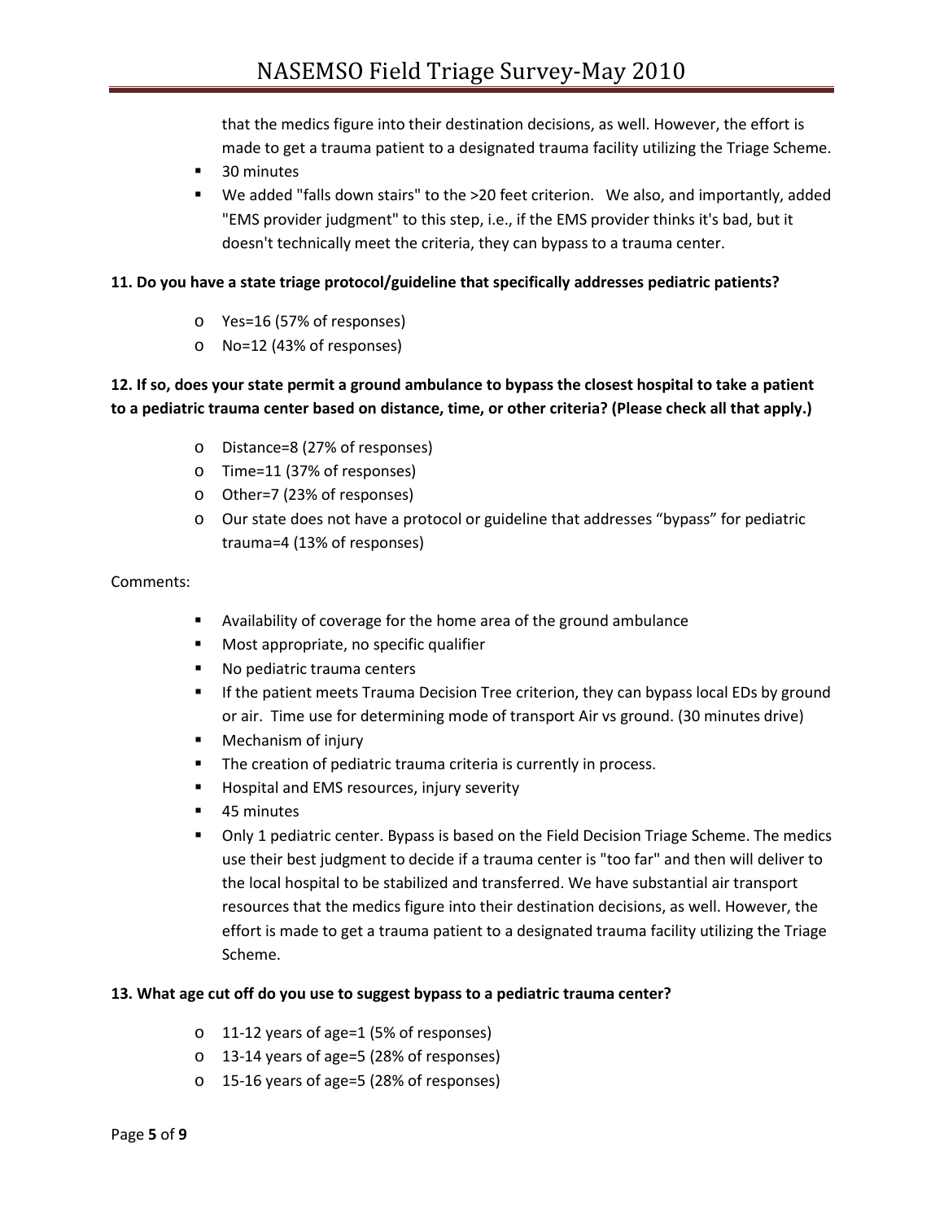that the medics figure into their destination decisions, as well. However, the effort is made to get a trauma patient to a designated trauma facility utilizing the Triage Scheme.

- 30 minutes
- We added "falls down stairs" to the >20 feet criterion. We also, and importantly, added "EMS provider judgment" to this step, i.e., if the EMS provider thinks it's bad, but it doesn't technically meet the criteria, they can bypass to a trauma center.

**11. Do you have a state triage protocol/guideline that specifically addresses pediatric patients?**

- Yes=16 (57% of responses)
- No=12 (43% of responses)

**12. If so, does your state permit a ground ambulance to bypass the closest hospital to take a patient to a pediatric trauma center based on distance, time, or other criteria? (Please check all that apply.)**

- Distance=8 (27% of responses)
- Time=11 (37% of responses)
- Other=7 (23% of responses)
- Our state does not have a protocol or guideline that addresses "bypass" for pediatric trauma=4 (13% of responses)

Comments:

- Availability of coverage for the home area of the ground ambulance
- Most appropriate, no specific qualifier
- No pediatric trauma centers
- If the patient meets Trauma Decision Tree criterion, they can bypass local EDs by ground or air. Time use for determining mode of transport Air vs ground. (30 minutes drive)
- Mechanism of injury
- The creation of pediatric trauma criteria is currently in process.
- Hospital and EMS resources, injury severity
- 45 minutes
- Only 1 pediatric center. Bypass is based on the Field Decision Triage Scheme. The medics use their best judgment to decide if a trauma center is "too far" and then will deliver to the local hospital to be stabilized and transferred. We have substantial air transport resources that the medics figure into their destination decisions, as well. However, the effort is made to get a trauma patient to a designated trauma facility utilizing the Triage Scheme.

**13. What age cut off do you use to suggest bypass to a pediatric trauma center?**

- 11-12 years of age=1 (5% of responses)
- 13-14 years of age=5 (28% of responses)
- 15-16 years of age=5 (28% of responses)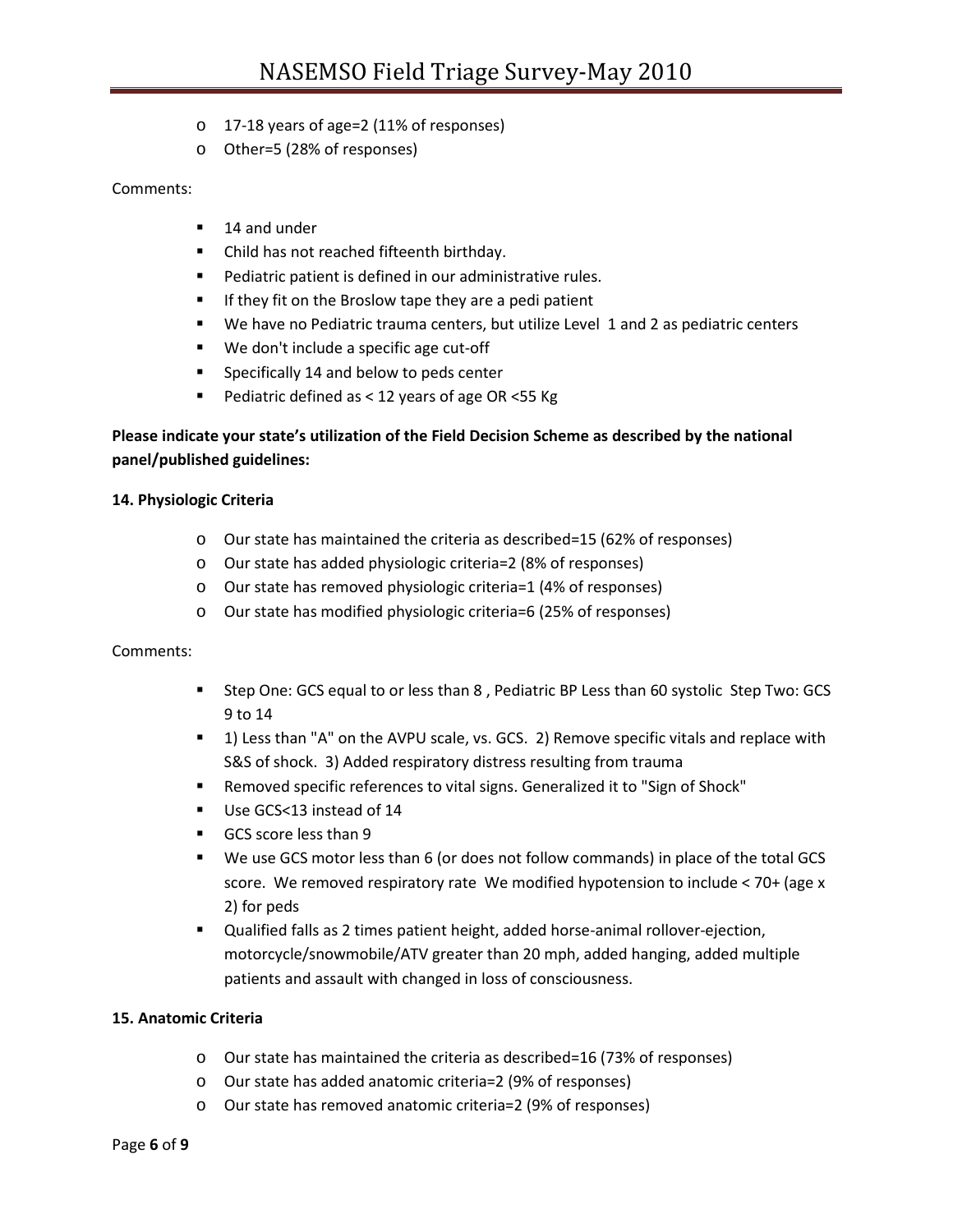- 17-18 years of age=2 (11% of responses)
- Other=5 (28% of responses)

Comments:

- 14 and under
- Child has not reached fifteenth birthday.
- Pediatric patient is defined in our administrative rules.
- If they fit on the Broslow tape they are a pedi patient
- We have no Pediatric trauma centers, but utilize Level 1 and 2 as pediatric centers
- We don't include a specific age cut-off
- Specifically 14 and below to peds center
- Pediatric defined as < 12 years of age OR <55 Kg

**Please indicate your state's utilization of the Field Decision Scheme as described by the national panel/published guidelines:**

**14. Physiologic Criteria**

- Our state has maintained the criteria as described=15 (62% of responses)
- Our state has added physiologic criteria=2 (8% of responses)
- Our state has removed physiologic criteria=1 (4% of responses)
- Our state has modified physiologic criteria=6 (25% of responses)

Comments:

- Step One: GCS equal to or less than 8 , Pediatric BP Less than 60 systolic Step Two: GCS 9 to 14
- 1) Less than "A" on the AVPU scale, vs. GCS. 2) Remove specific vitals and replace with S&S of shock. 3) Added respiratory distress resulting from trauma
- Removed specific references to vital signs. Generalized it to "Sign of Shock"
- Use GCS<13 instead of 14
- GCS score less than 9
- We use GCS motor less than 6 (or does not follow commands) in place of the total GCS score. We removed respiratory rate We modified hypotension to include < 70+ (age x 2) for peds
- Qualified falls as 2 times patient height, added horse-animal rollover-ejection, motorcycle/snowmobile/ATV greater than 20 mph, added hanging, added multiple patients and assault with changed in loss of consciousness.

**15. Anatomic Criteria**

- Our state has maintained the criteria as described=16 (73% of responses)
- Our state has added anatomic criteria=2 (9% of responses)
- Our state has removed anatomic criteria=2 (9% of responses)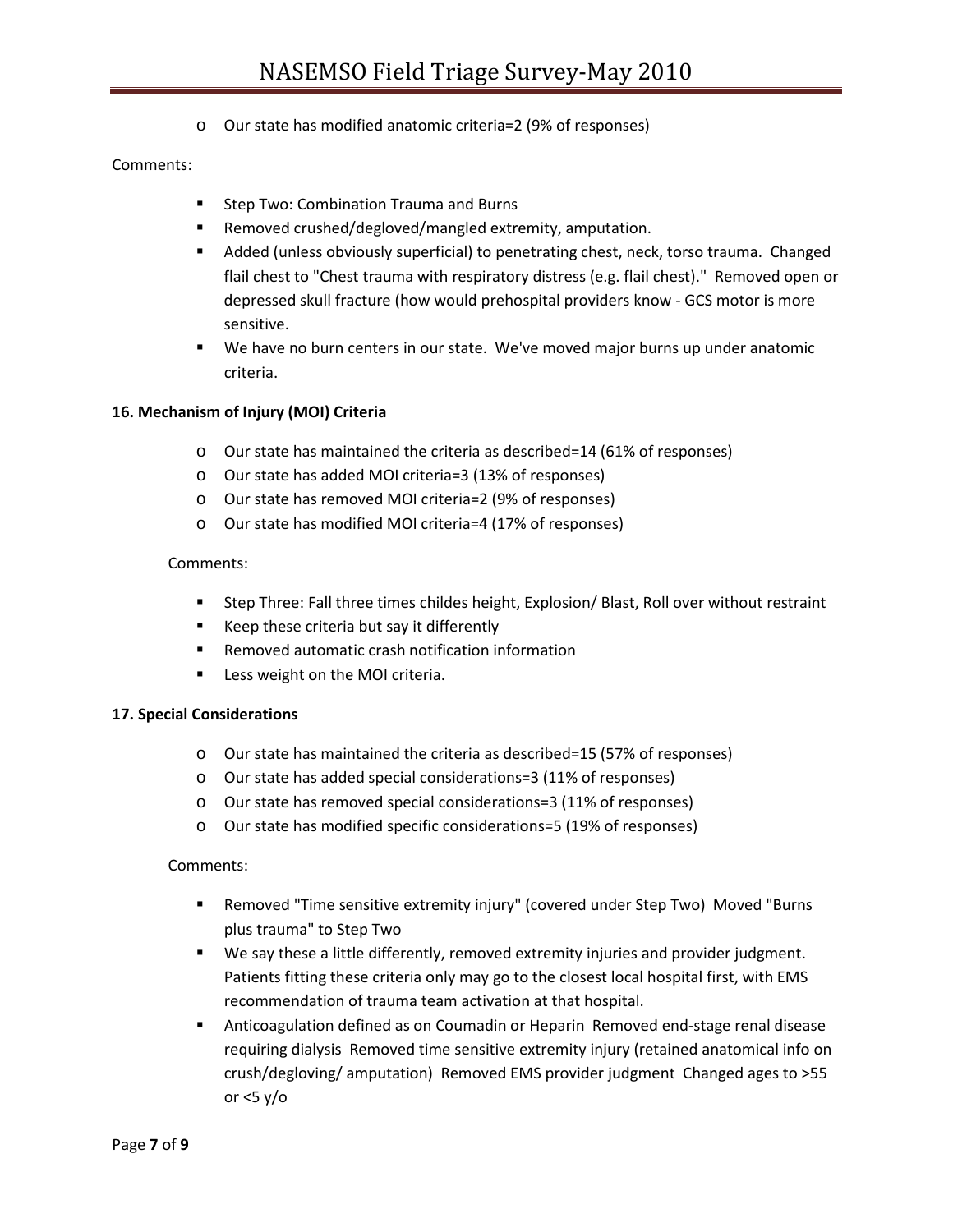- Our state has modified anatomic criteria=2 (9% of responses)

Comments:

- Step Two: Combination Trauma and Burns
- Removed crushed/degloved/mangled extremity, amputation.
- Added (unless obviously superficial) to penetrating chest, neck, torso trauma. Changed flail chest to "Chest trauma with respiratory distress (e.g. flail chest)." Removed open or depressed skull fracture (how would prehospital providers know - GCS motor is more sensitive.
- We have no burn centers in our state. We've moved major burns up under anatomic criteria.

**16. Mechanism of Injury (MOI) Criteria**

- Our state has maintained the criteria as described=14 (61% of responses)
- Our state has added MOI criteria=3 (13% of responses)
- Our state has removed MOI criteria=2 (9% of responses)
- Our state has modified MOI criteria=4 (17% of responses)

Comments:

- Step Three: Fall three times childes height, Explosion/ Blast, Roll over without restraint
- Keep these criteria but say it differently
- Removed automatic crash notification information
- Less weight on the MOI criteria.

**17. Special Considerations**

- Our state has maintained the criteria as described=15 (57% of responses)
- Our state has added special considerations=3 (11% of responses)
- Our state has removed special considerations=3 (11% of responses)
- Our state has modified specific considerations=5 (19% of responses)

Comments:

- Removed "Time sensitive extremity injury" (covered under Step Two) Moved "Burns plus trauma" to Step Two
- We say these a little differently, removed extremity injuries and provider judgment. Patients fitting these criteria only may go to the closest local hospital first, with EMS recommendation of trauma team activation at that hospital.
- Anticoagulation defined as on Coumadin or Heparin Removed end-stage renal disease requiring dialysis Removed time sensitive extremity injury (retained anatomical info on crush/degloving/ amputation) Removed EMS provider judgment Changed ages to >55 or <5 y/o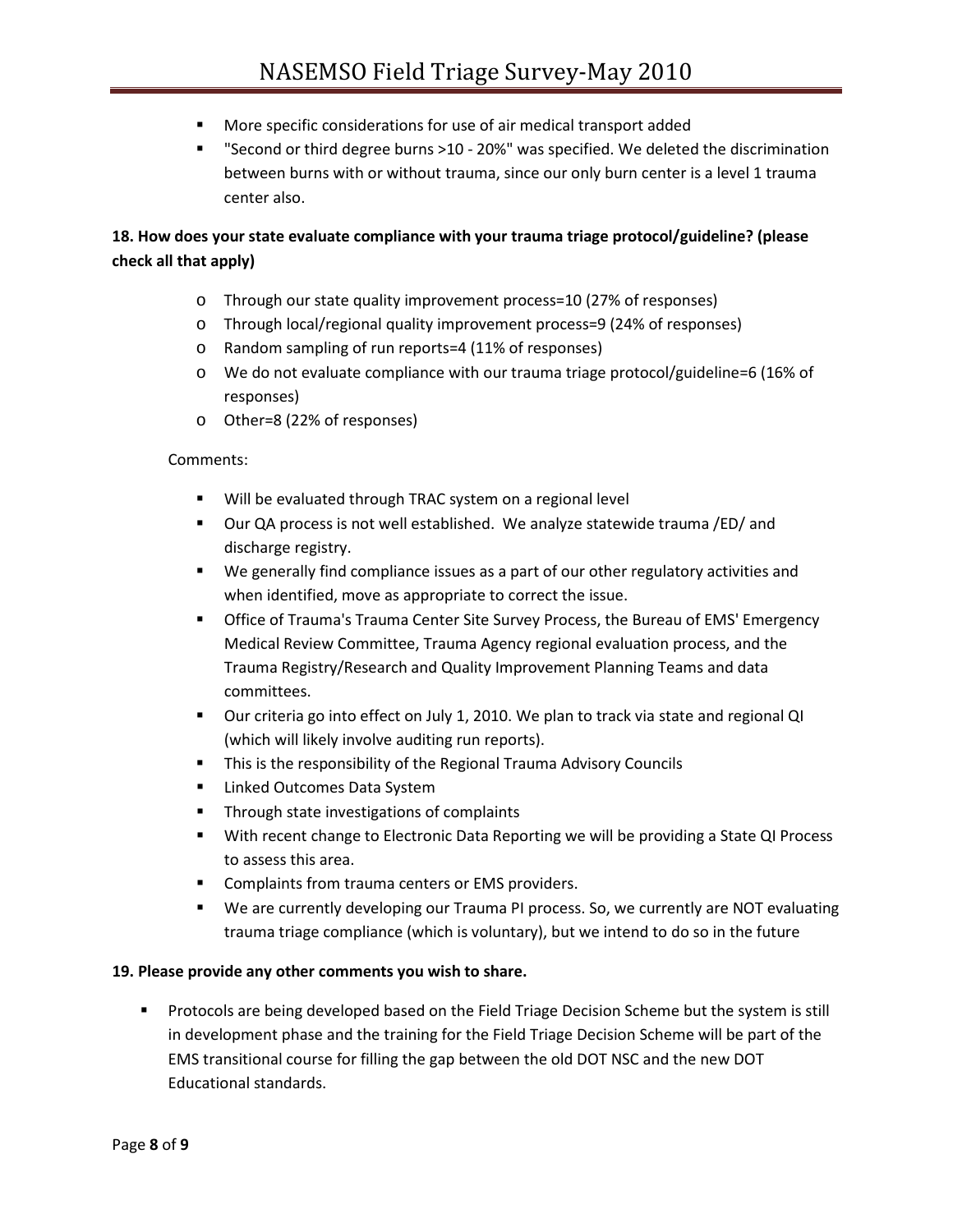- More specific considerations for use of air medical transport added
- "Second or third degree burns >10 - 20%" was specified. We deleted the discrimination between burns with or without trauma, since our only burn center is a level 1 trauma center also.

**18. How does your state evaluate compliance with your trauma triage protocol/guideline? (please check all that apply)**

- Through our state quality improvement process=10 (27% of responses)
- Through local/regional quality improvement process=9 (24% of responses)
- Random sampling of run reports=4 (11% of responses)
- We do not evaluate compliance with our trauma triage protocol/guideline=6 (16% of responses)
- Other=8 (22% of responses)

Comments:

- Will be evaluated through TRAC system on a regional level
- Our QA process is not well established. We analyze statewide trauma /ED/ and discharge registry.
- We generally find compliance issues as a part of our other regulatory activities and when identified, move as appropriate to correct the issue.
- Office of Trauma's Trauma Center Site Survey Process, the Bureau of EMS' Emergency Medical Review Committee, Trauma Agency regional evaluation process, and the Trauma Registry/Research and Quality Improvement Planning Teams and data committees.
- Our criteria go into effect on July 1, 2010. We plan to track via state and regional QI (which will likely involve auditing run reports).
- This is the responsibility of the Regional Trauma Advisory Councils
- Linked Outcomes Data System
- Through state investigations of complaints
- With recent change to Electronic Data Reporting we will be providing a State QI Process to assess this area.
- Complaints from trauma centers or EMS providers.
- We are currently developing our Trauma PI process. So, we currently are NOT evaluating trauma triage compliance (which is voluntary), but we intend to do so in the future

**19. Please provide any other comments you wish to share.**

- Protocols are being developed based on the Field Triage Decision Scheme but the system is still in development phase and the training for the Field Triage Decision Scheme will be part of the EMS transitional course for filling the gap between the old DOT NSC and the new DOT Educational standards.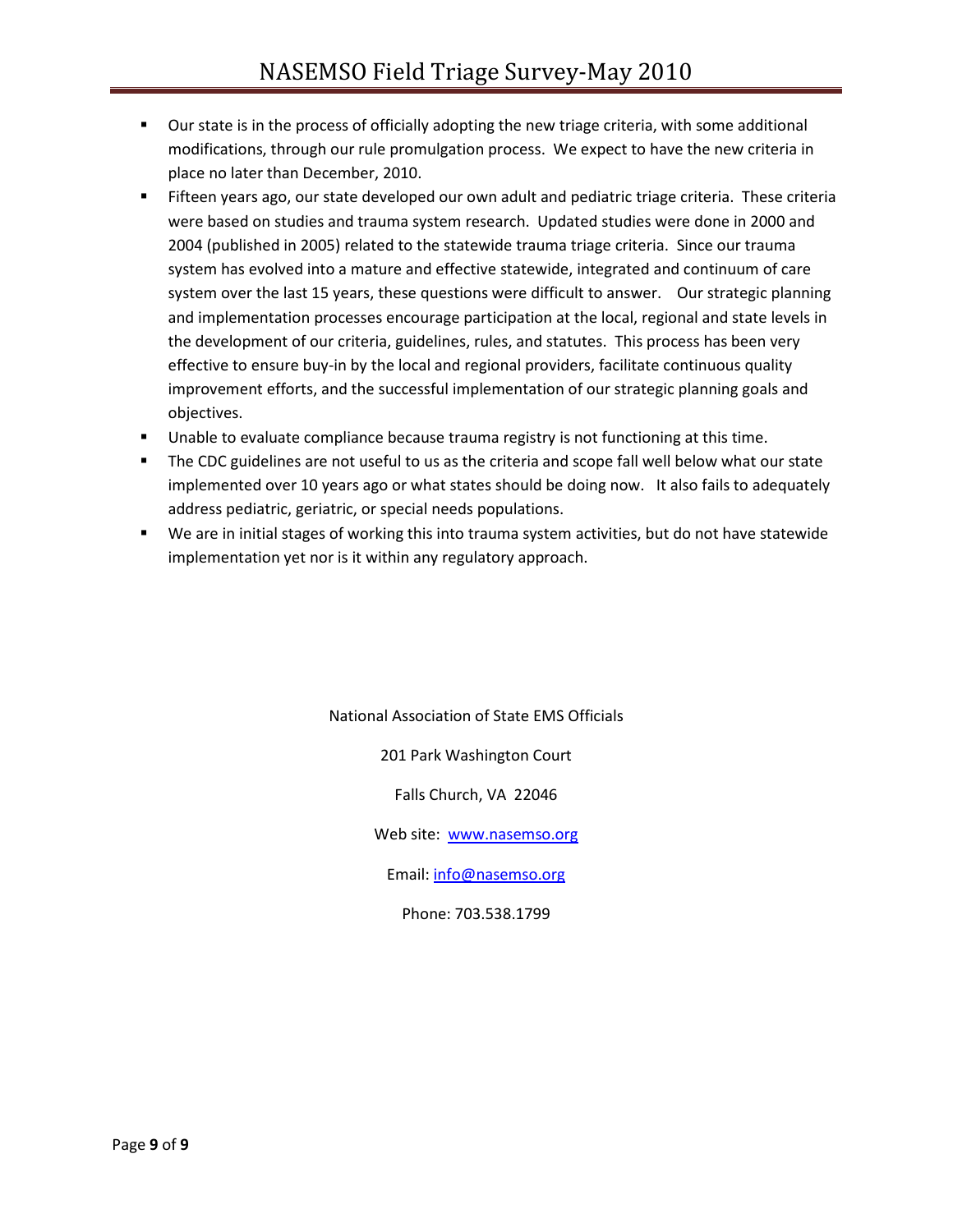- Our state is in the process of officially adopting the new triage criteria, with some additional modifications, through our rule promulgation process. We expect to have the new criteria in place no later than December, 2010.
- Fifteen years ago, our state developed our own adult and pediatric triage criteria. These criteria were based on studies and trauma system research. Updated studies were done in 2000 and 2004 (published in 2005) related to the statewide trauma triage criteria. Since our trauma system has evolved into a mature and effective statewide, integrated and continuum of care system over the last 15 years, these questions were difficult to answer. Our strategic planning and implementation processes encourage participation at the local, regional and state levels in the development of our criteria, guidelines, rules, and statutes. This process has been very effective to ensure buy-in by the local and regional providers, facilitate continuous quality improvement efforts, and the successful implementation of our strategic planning goals and objectives.
- Unable to evaluate compliance because trauma registry is not functioning at this time.
- The CDC guidelines are not useful to us as the criteria and scope fall well below what our state implemented over 10 years ago or what states should be doing now. It also fails to adequately address pediatric, geriatric, or special needs populations.
- We are in initial stages of working this into trauma system activities, but do not have statewide implementation yet nor is it within any regulatory approach.

National Association of State EMS Officials

201 Park Washington Court

Falls Church, VA 22046

Web site: www.nasemso.org

Email: info@nasemso.org

Phone: 703.538.1799